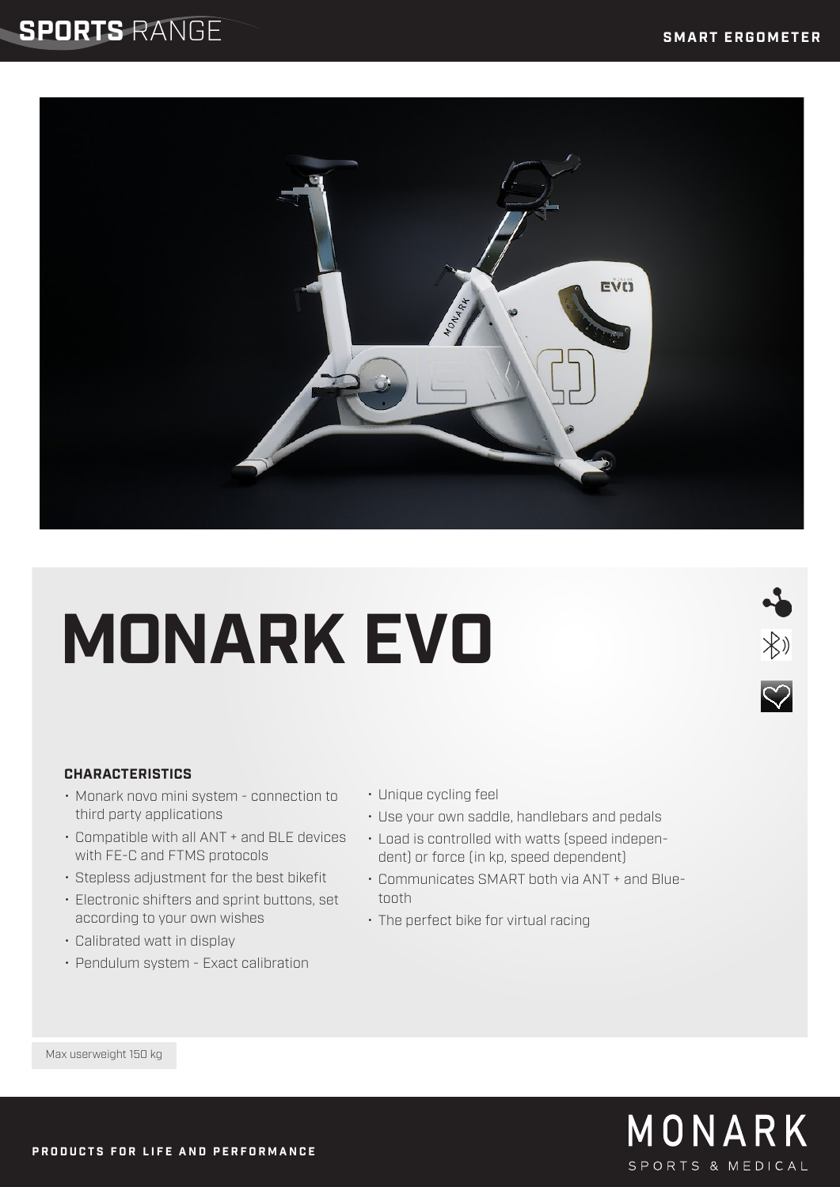**SPORTS** RANGE

**SMART ERGOMETER**

# MONARK EVO

### CHARACTERISTICS

- Monark novo mini system - connection to third party applications
- Compatible with all ANT + and BLE devices with FE-C and FTMS protocols
- Stepless adjustment for the best bikefit
- Electronic shifters and sprint buttons, set according to your own wishes
- Calibrated watt in display
- Pendulum system - Exact calibration
- Unique cycling feel
- Use your own saddle, handlebars and pedals
- Load is controlled with watts (speed independent) or force (in kp, speed dependent)
- Communicates SMART both via ANT + and Bluetooth
- The perfect bike for virtual racing

Max userweight 150 kg

**PRODUCTS FOR LIFE AND PERFORMANCE**

MONARK SPORTS & MEDICAL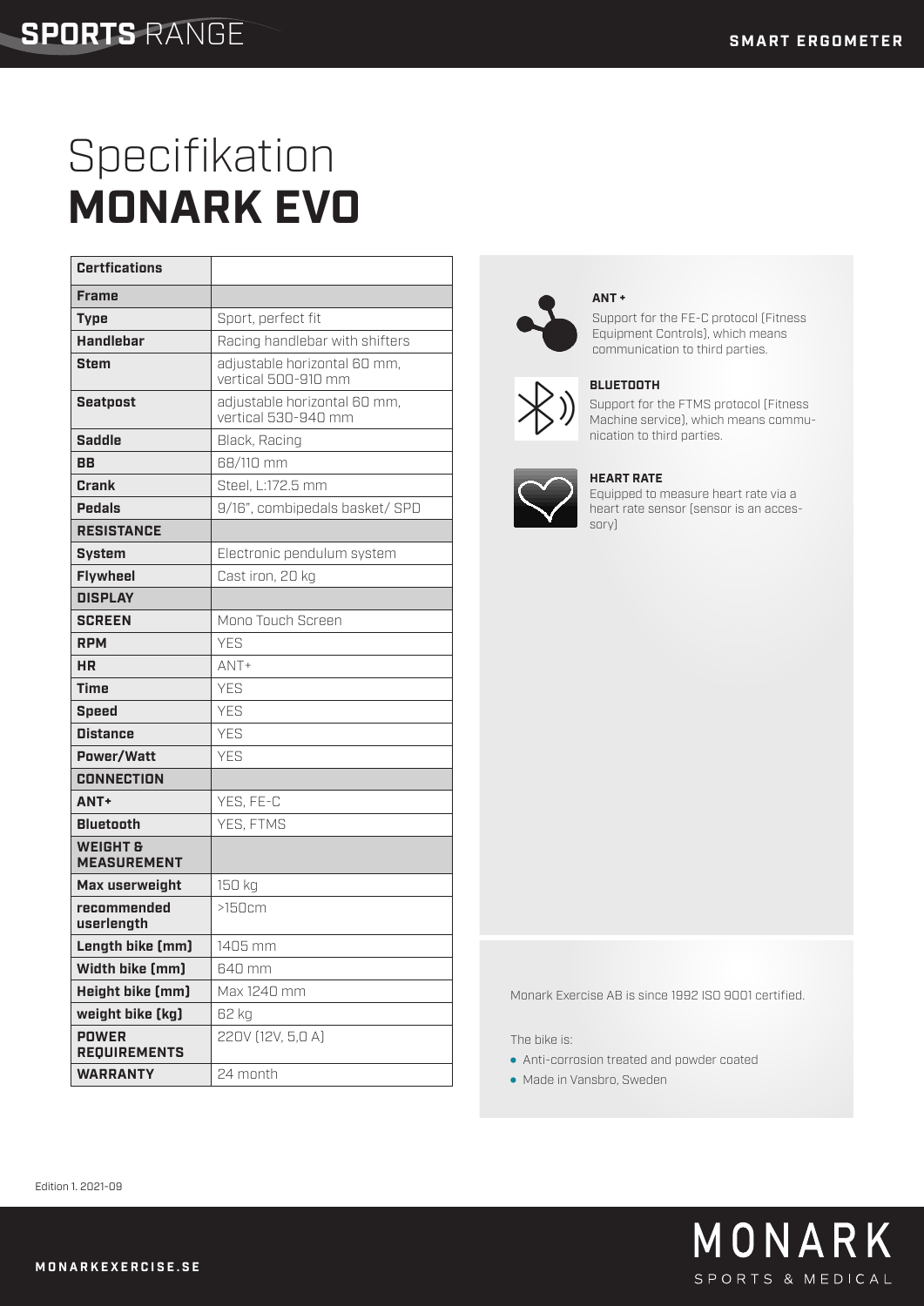# Specifikation
# MONARK EVO

| Certfications | |
|---|---|
| **Frame** | |
| **Type** | Sport, perfect fit |
| **Handlebar** | Racing handlebar with shifters |
| **Stem** | adjustable horizontal 60 mm, vertical 500-910 mm |
| **Seatpost** | adjustable horizontal 60 mm, vertical 530-940 mm |
| **Saddle** | Black, Racing |
| **BB** | 68/110 mm |
| **Crank** | Steel, L:172.5 mm |
| **Pedals** | 9/16", combipedals basket/ SPD |
| **RESISTANCE** | |
| **System** | Electronic pendulum system |
| **Flywheel** | Cast iron, 20 kg |
| **DISPLAY** | |
| **SCREEN** | Mono Touch Screen |
| **RPM** | YES |
| **HR** | ANT+ |
| **Time** | YES |
| **Speed** | YES |
| **Distance** | YES |
| **Power/Watt** | YES |
| **CONNECTION** | |
| **ANT+** | YES, FE-C |
| **Bluetooth** | YES, FTMS |
| **WEIGHT & MEASUREMENT** | |
| **Max userweight** | 150 kg |
| **recommended userlength** | >150cm |
| **Length bike (mm)** | 1405 mm |
| **Width bike (mm)** | 640 mm |
| **Height bike (mm)** | Max 1240 mm |
| **weight bike (kg)** | 62 kg |
| **POWER REQUIREMENTS** | 220V (12V, 5,0 A) |
| **WARRANTY** | 24 month |

**ANT +**

Support for the FE-C protocol (Fitness Equipment Controls), which means communication to third parties.

**BLUETOOTH**

Support for the FTMS protocol (Fitness Machine service), which means communication to third parties.

**HEART RATE**

Equipped to measure heart rate via a heart rate sensor (sensor is an accessory)

Monark Exercise AB is since 1992 ISO 9001 certified.

The bike is:

- Anti-corrosion treated and powder coated
- Made in Vansbro, Sweden

Edition 1. 2021-09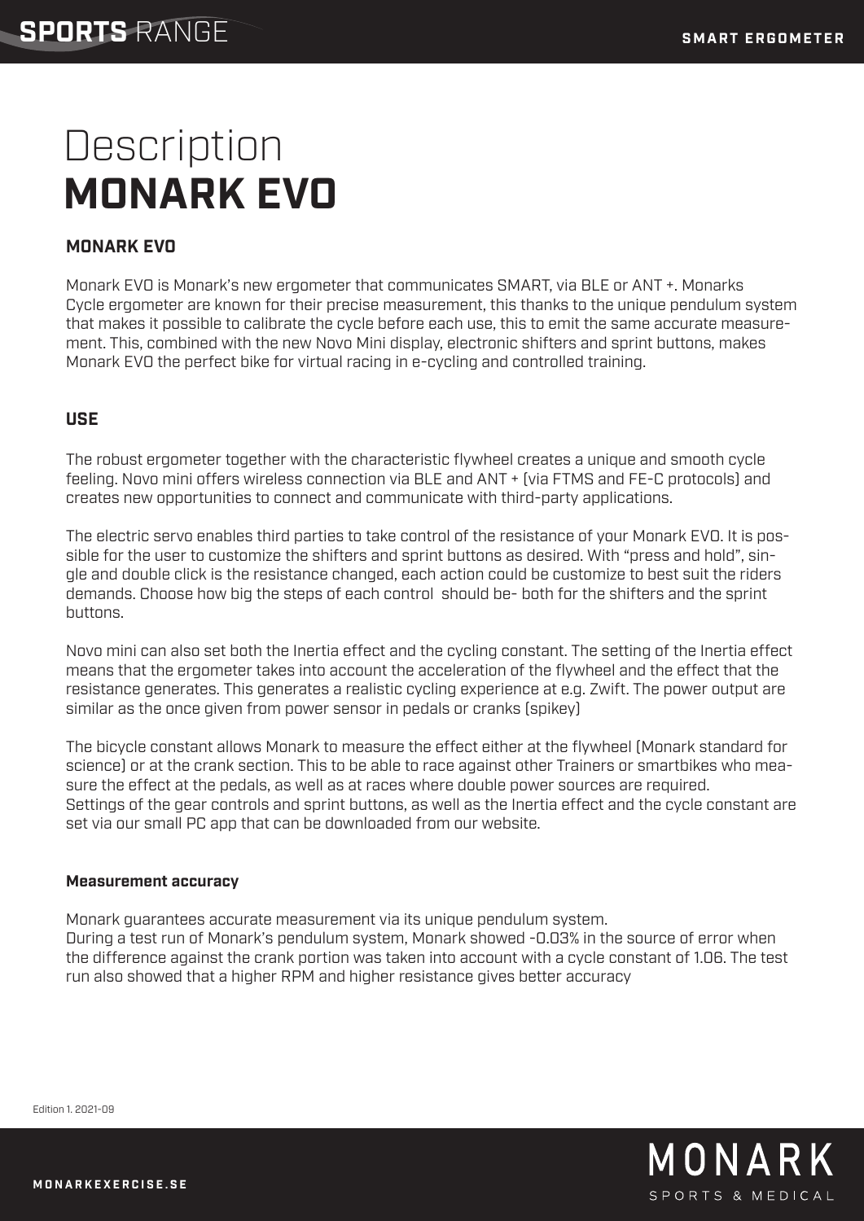# Description
# MONARK EVO

### MONARK EVO

Monark EVO is Monark's new ergometer that communicates SMART, via BLE or ANT +. Monarks Cycle ergometer are known for their precise measurement, this thanks to the unique pendulum system that makes it possible to calibrate the cycle before each use, this to emit the same accurate measurement. This, combined with the new Novo Mini display, electronic shifters and sprint buttons, makes Monark EVO the perfect bike for virtual racing in e-cycling and controlled training.

### USE

The robust ergometer together with the characteristic flywheel creates a unique and smooth cycle feeling. Novo mini offers wireless connection via BLE and ANT + (via FTMS and FE-C protocols) and creates new opportunities to connect and communicate with third-party applications.

The electric servo enables third parties to take control of the resistance of your Monark EVO. It is possible for the user to customize the shifters and sprint buttons as desired. With "press and hold", single and double click is the resistance changed, each action could be customize to best suit the riders demands. Choose how big the steps of each control should be- both for the shifters and the sprint buttons.

Novo mini can also set both the Inertia effect and the cycling constant. The setting of the Inertia effect means that the ergometer takes into account the acceleration of the flywheel and the effect that the resistance generates. This generates a realistic cycling experience at e.g. Zwift. The power output are similar as the once given from power sensor in pedals or cranks (spikey)

The bicycle constant allows Monark to measure the effect either at the flywheel (Monark standard for science) or at the crank section. This to be able to race against other Trainers or smartbikes who measure the effect at the pedals, as well as at races where double power sources are required.
Settings of the gear controls and sprint buttons, as well as the Inertia effect and the cycle constant are set via our small PC app that can be downloaded from our website.

#### Measurement accuracy

Monark guarantees accurate measurement via its unique pendulum system.
During a test run of Monark's pendulum system, Monark showed -0.03% in the source of error when the difference against the crank portion was taken into account with a cycle constant of 1.06. The test run also showed that a higher RPM and higher resistance gives better accuracy

Edition 1. 2021-09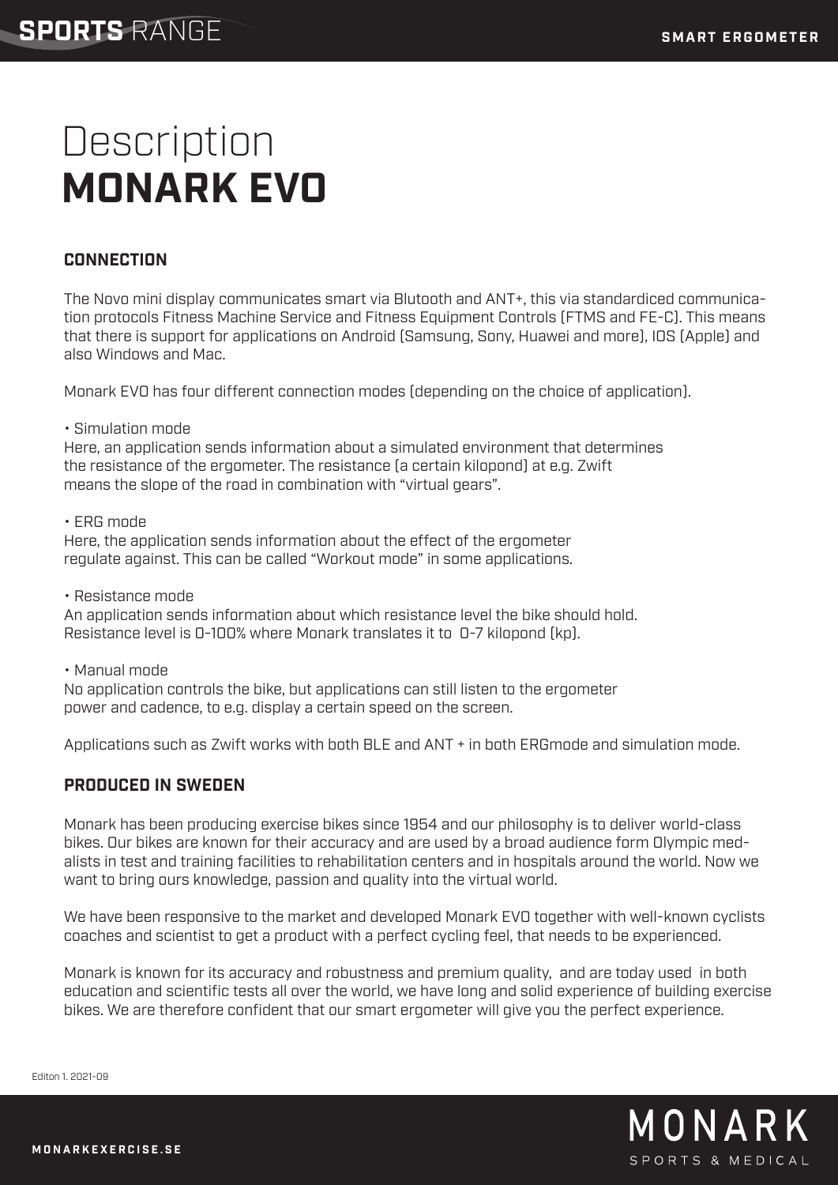# Description
# **MONARK EVO**

### CONNECTION

The Novo mini display communicates smart via Blutooth and ANT+, this via standardiced communication protocols Fitness Machine Service and Fitness Equipment Controls (FTMS and FE-C). This means that there is support for applications on Android (Samsung, Sony, Huawei and more), IOS (Apple) and also Windows and Mac.

Monark EVO has four different connection modes (depending on the choice of application).

- Simulation mode

Here, an application sends information about a simulated environment that determines the resistance of the ergometer. The resistance (a certain kilopond) at e.g. Zwift means the slope of the road in combination with "virtual gears".

- ERG mode

Here, the application sends information about the effect of the ergometer regulate against. This can be called "Workout mode" in some applications.

- Resistance mode

An application sends information about which resistance level the bike should hold. Resistance level is 0-100% where Monark translates it to 0-7 kilopond (kp).

- Manual mode

No application controls the bike, but applications can still listen to the ergometer power and cadence, to e.g. display a certain speed on the screen.

Applications such as Zwift works with both BLE and ANT + in both ERGmode and simulation mode.

### PRODUCED IN SWEDEN

Monark has been producing exercise bikes since 1954 and our philosophy is to deliver world-class bikes. Our bikes are known for their accuracy and are used by a broad audience form Olympic medalists in test and training facilities to rehabilitation centers and in hospitals around the world. Now we want to bring ours knowledge, passion and quality into the virtual world.

We have been responsive to the market and developed Monark EVO together with well-known cyclists coaches and scientist to get a product with a perfect cycling feel, that needs to be experienced.

Monark is known for its accuracy and robustness and premium quality, and are today used in both education and scientific tests all over the world, we have long and solid experience of building exercise bikes. We are therefore confident that our smart ergometer will give you the perfect experience.

Editon 1. 2021-09